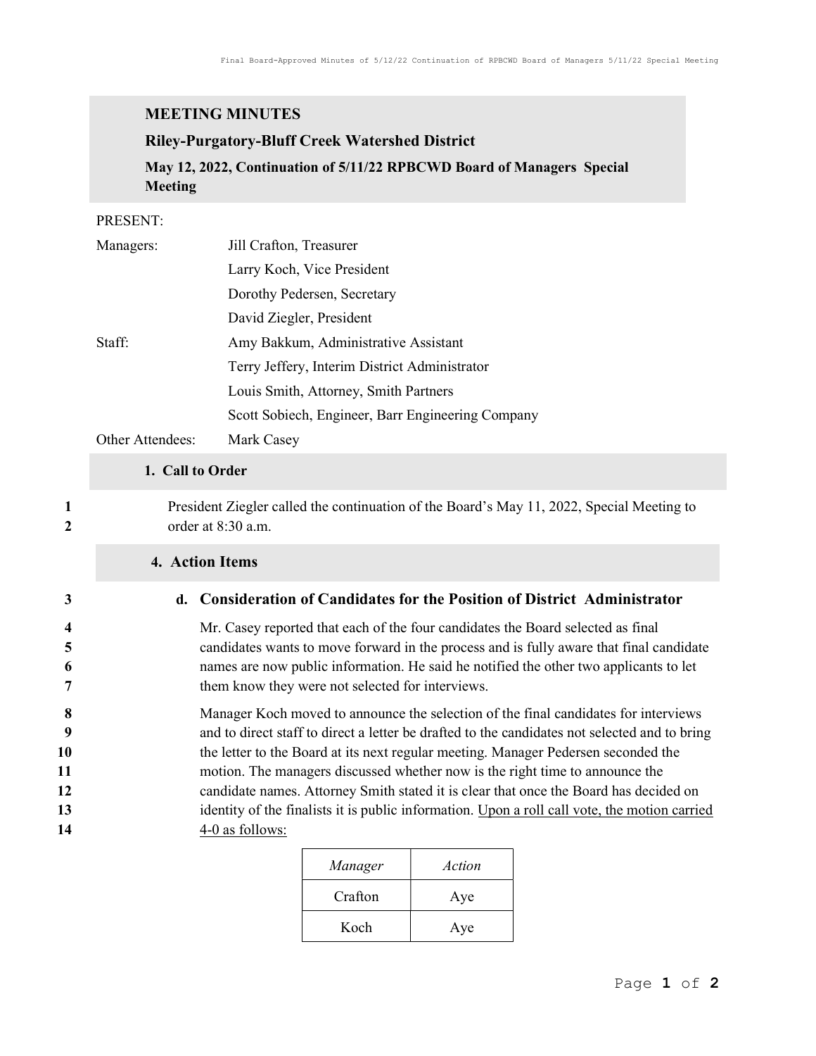# MEETING MINUTES

## Riley-Purgatory-Bluff Creek Watershed District

### May 12, 2022, Continuation of 5/11/22 RPBCWD Board of Managers Special Meeting

PRESENT:

| | |
|---|---|
| Managers: | Jill Crafton, Treasurer |
| | Larry Koch, Vice President |
| | Dorothy Pedersen, Secretary |
| | David Ziegler, President |
| Staff: | Amy Bakkum, Administrative Assistant |
| | Terry Jeffery, Interim District Administrator |
| | Louis Smith, Attorney, Smith Partners |
| | Scott Sobiech, Engineer, Barr Engineering Company |
| Other Attendees: | Mark Casey |

## 1. Call to Order

1 President Ziegler called the continuation of the Board's May 11, 2022, Special Meeting to
2 order at 8:30 a.m.

## 4. Action Items

3 **d. Consideration of Candidates for the Position of District Administrator**

4 Mr. Casey reported that each of the four candidates the Board selected as final
5 candidates wants to move forward in the process and is fully aware that final candidate
6 names are now public information. He said he notified the other two applicants to let
7 them know they were not selected for interviews.

8 Manager Koch moved to announce the selection of the final candidates for interviews
9 and to direct staff to direct a letter be drafted to the candidates not selected and to bring
10 the letter to the Board at its next regular meeting. Manager Pedersen seconded the
11 motion. The managers discussed whether now is the right time to announce the
12 candidate names. Attorney Smith stated it is clear that once the Board has decided on
13 identity of the finalists it is public information. <u>Upon a roll call vote, the motion carried</u>
14 <u>4-0 as follows:</u>

| *Manager* | *Action* |
|---|---|
| Crafton | Aye |
| Koch | Aye |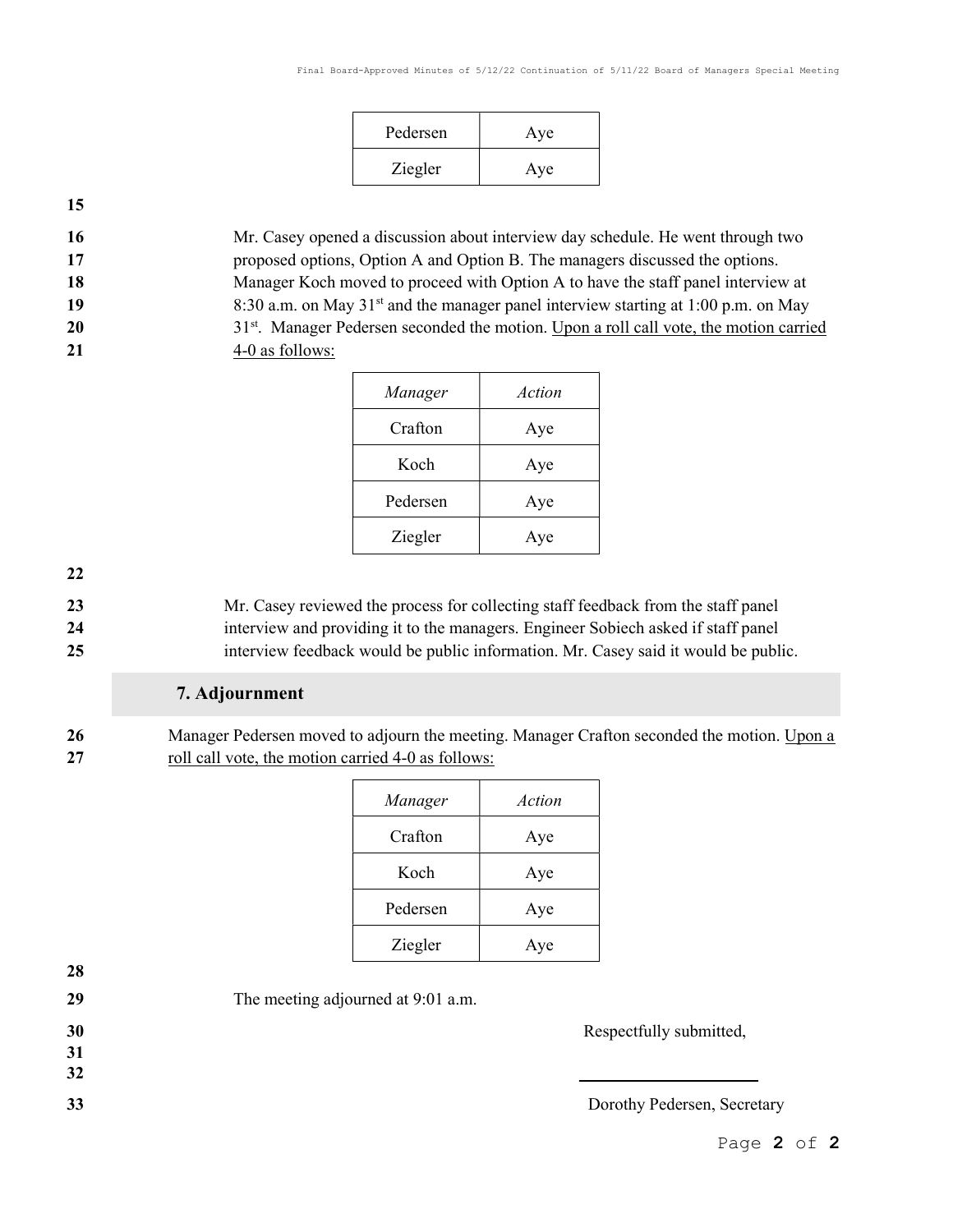| | |
|---|---|
| Pedersen | Aye |
| Ziegler | Aye |

Mr. Casey opened a discussion about interview day schedule. He went through two proposed options, Option A and Option B. The managers discussed the options. Manager Koch moved to proceed with Option A to have the staff panel interview at 8:30 a.m. on May 31st and the manager panel interview starting at 1:00 p.m. on May 31st. Manager Pedersen seconded the motion. Upon a roll call vote, the motion carried 4-0 as follows:

| *Manager* | *Action* |
|---|---|
| Crafton | Aye |
| Koch | Aye |
| Pedersen | Aye |
| Ziegler | Aye |

Mr. Casey reviewed the process for collecting staff feedback from the staff panel interview and providing it to the managers. Engineer Sobiech asked if staff panel interview feedback would be public information. Mr. Casey said it would be public.

## 7. Adjournment

Manager Pedersen moved to adjourn the meeting. Manager Crafton seconded the motion. Upon a roll call vote, the motion carried 4-0 as follows:

| *Manager* | *Action* |
|---|---|
| Crafton | Aye |
| Koch | Aye |
| Pedersen | Aye |
| Ziegler | Aye |

The meeting adjourned at 9:01 a.m.

Respectfully submitted,

______________________

Dorothy Pedersen, Secretary